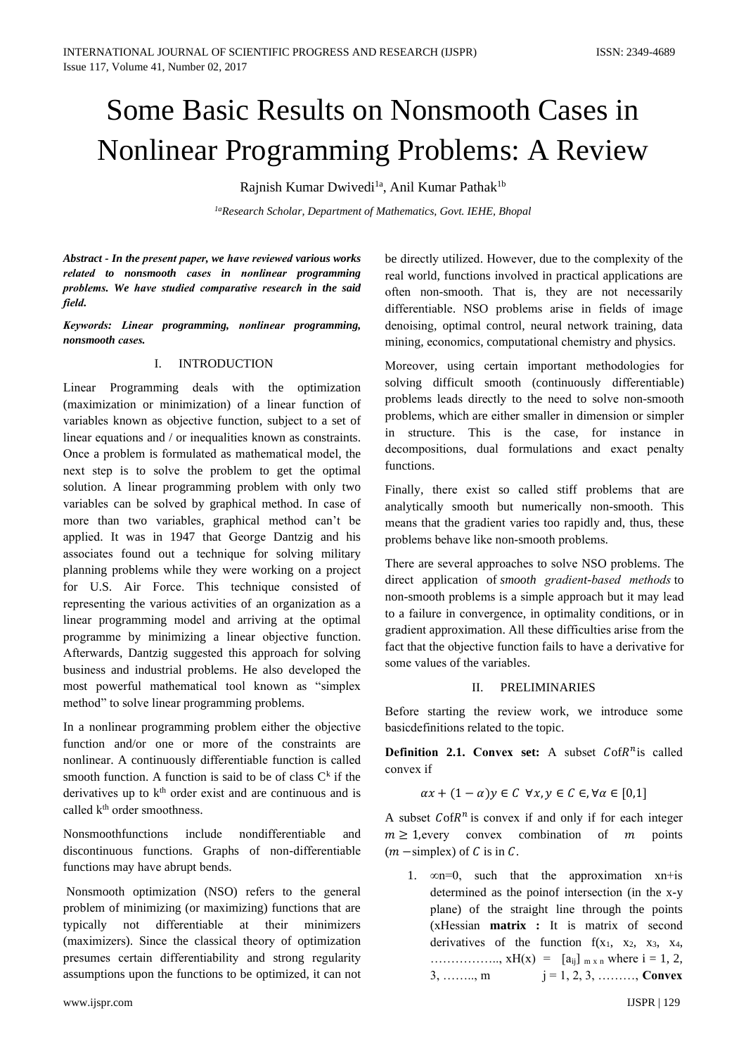# Some Basic Results on Nonsmooth Cases in Nonlinear Programming Problems: A Review

Rajnish Kumar Dwivedi[1a], Anil Kumar Pathak[1b]

[1a]*Research Scholar, Department of Mathematics, Govt. IEHE, Bhopal*

***Abstract - In the present paper, we have reviewed various works related to nonsmooth cases in nonlinear programming problems. We have studied comparative research in the said field.***

***Keywords: Linear programming, nonlinear programming, nonsmooth cases.***

## I. INTRODUCTION

Linear Programming deals with the optimization (maximization or minimization) of a linear function of variables known as objective function, subject to a set of linear equations and / or inequalities known as constraints. Once a problem is formulated as mathematical model, the next step is to solve the problem to get the optimal solution. A linear programming problem with only two variables can be solved by graphical method. In case of more than two variables, graphical method can't be applied. It was in 1947 that George Dantzig and his associates found out a technique for solving military planning problems while they were working on a project for U.S. Air Force. This technique consisted of representing the various activities of an organization as a linear programming model and arriving at the optimal programme by minimizing a linear objective function. Afterwards, Dantzig suggested this approach for solving business and industrial problems. He also developed the most powerful mathematical tool known as "simplex method" to solve linear programming problems.

In a nonlinear programming problem either the objective function and/or one or more of the constraints are nonlinear. A continuously differentiable function is called smooth function. A function is said to be of class $C^k$ if the derivatives up to $k^{th}$ order exist and are continuous and is called $k^{th}$ order smoothness.

Nonsmoothfunctions include nondifferentiable and discontinuous functions. Graphs of non-differentiable functions may have abrupt bends.

Nonsmooth optimization (NSO) refers to the general problem of minimizing (or maximizing) functions that are typically not differentiable at their minimizers (maximizers). Since the classical theory of optimization presumes certain differentiability and strong regularity assumptions upon the functions to be optimized, it can not be directly utilized. However, due to the complexity of the real world, functions involved in practical applications are often non-smooth. That is, they are not necessarily differentiable. NSO problems arise in fields of image denoising, optimal control, neural network training, data mining, economics, computational chemistry and physics.

Moreover, using certain important methodologies for solving difficult smooth (continuously differentiable) problems leads directly to the need to solve non-smooth problems, which are either smaller in dimension or simpler in structure. This is the case, for instance in decompositions, dual formulations and exact penalty functions.

Finally, there exist so called stiff problems that are analytically smooth but numerically non-smooth. This means that the gradient varies too rapidly and, thus, these problems behave like non-smooth problems.

There are several approaches to solve NSO problems. The direct application of *smooth gradient-based methods* to non-smooth problems is a simple approach but it may lead to a failure in convergence, in optimality conditions, or in gradient approximation. All these difficulties arise from the fact that the objective function fails to have a derivative for some values of the variables.

## II. PRELIMINARIES

Before starting the review work, we introduce some basicdefinitions related to the topic.

**Definition 2.1. Convex set:** A subset $C$ of $R^n$ is called convex if

$$\alpha x + (1-\alpha)y \in C \;\; \forall x, y \in C \in, \forall \alpha \in [0,1]$$

A subset $C$ of $R^n$ is convex if and only if for each integer $m \geq 1$, every convex combination of $m$ points ($m$ −simplex) of $C$ is in $C$.

1. ∞n=0, such that the approximation xn+is determined as the poinof intersection (in the x-y plane) of the straight line through the points (xHessian **matrix :** It is matrix of second derivatives of the function f($x_1$, $x_2$, $x_3$, $x_4$, …………….., xH(x) = $[a_{ij}]_{m \times n}$ where i = 1, 2, 3, …….., m j = 1, 2, 3, ………, **Convex**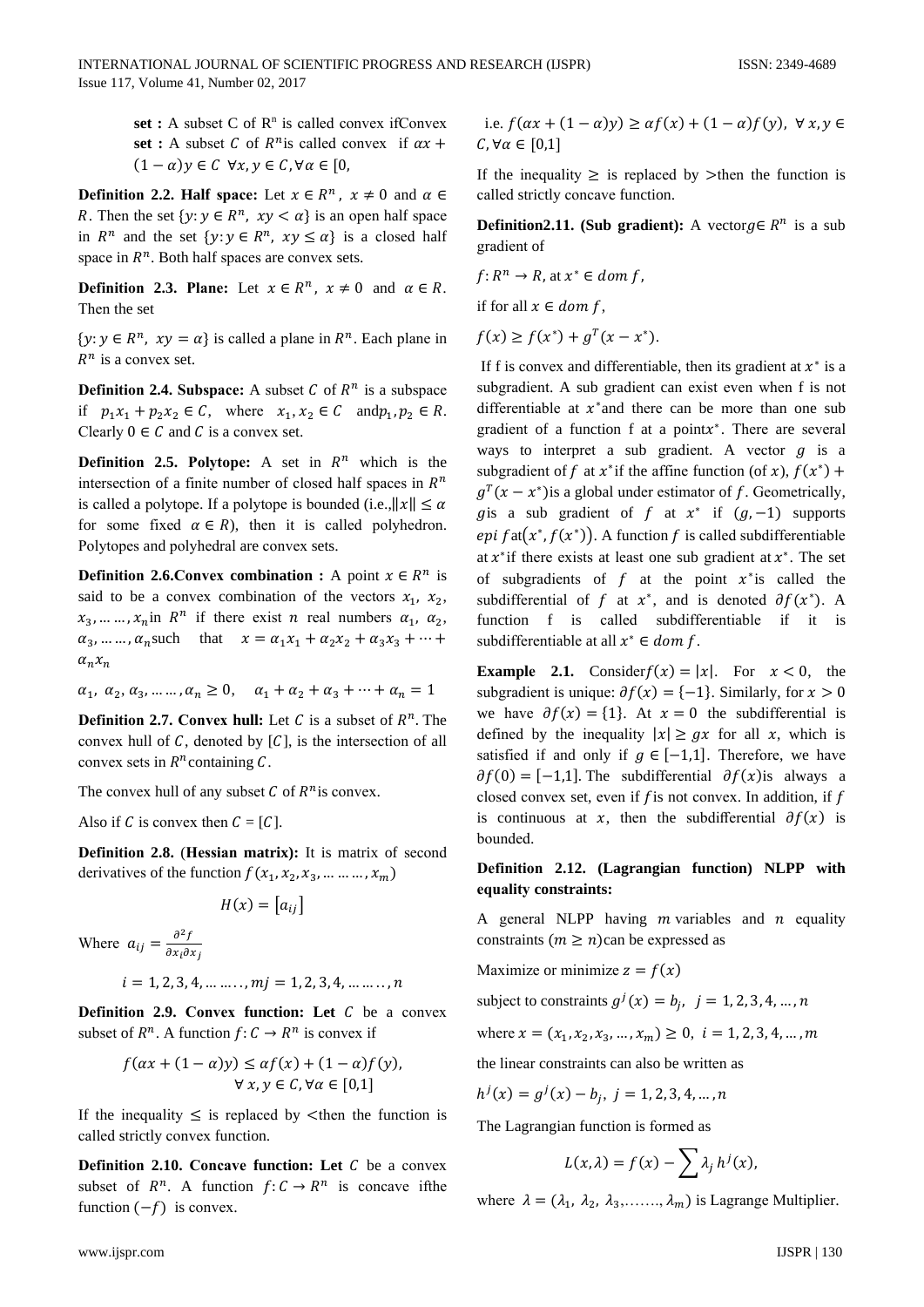**set :** A subset C of R^n is called convex ifConvex **set :** A subset $C$ of $R^n$is called convex if $\alpha x + (1-\alpha)y \in C \;\; \forall x, y \in C, \forall \alpha \in [0,$

**Definition 2.2. Half space:** Let $x \in R^n$, $x \neq 0$ and $\alpha \in R$. Then the set $\{y: y \in R^n,\; xy < \alpha\}$ is an open half space in $R^n$ and the set $\{y: y \in R^n,\; xy \leq \alpha\}$ is a closed half space in $R^n$. Both half spaces are convex sets.

**Definition 2.3. Plane:** Let $x \in R^n$, $x \neq 0$ and $\alpha \in R$. Then the set

$\{y: y \in R^n,\; xy = \alpha\}$ is called a plane in $R^n$. Each plane in $R^n$ is a convex set.

**Definition 2.4. Subspace:** A subset $C$ of $R^n$ is a subspace if $p_1x_1 + p_2x_2 \in C$, where $x_1, x_2 \in C$ and$p_1, p_2 \in R$. Clearly $0 \in C$ and $C$ is a convex set.

**Definition 2.5. Polytope:** A set in $R^n$ which is the intersection of a finite number of closed half spaces in $R^n$ is called a polytope. If a polytope is bounded (i.e.,$\|x\| \leq \alpha$ for some fixed $\alpha \in R$), then it is called polyhedron. Polytopes and polyhedral are convex sets.

**Definition 2.6.Convex combination :** A point $x \in R^n$ is said to be a convex combination of the vectors $x_1,\; x_2,\; x_3, \ldots\ldots, x_n$in $R^n$ if there exist $n$ real numbers $\alpha_1,\; \alpha_2,\; \alpha_3, \ldots\ldots, \alpha_n$such that $x = \alpha_1x_1 + \alpha_2x_2 + \alpha_3x_3 + \cdots + \alpha_nx_n$

$\alpha_1,\; \alpha_2,\; \alpha_3, \ldots\ldots, \alpha_n \geq 0, \quad \alpha_1 + \alpha_2 + \alpha_3 + \cdots + \alpha_n = 1$

**Definition 2.7. Convex hull:** Let $C$ is a subset of $R^n$. The convex hull of $C$, denoted by $[C]$, is the intersection of all convex sets in $R^n$containing $C$.

The convex hull of any subset $C$ of $R^n$is convex.

Also if $C$ is convex then $C = [C]$.

**Definition 2.8.** (**Hessian matrix):** It is matrix of second derivatives of the function $f(x_1, x_2, x_3, \ldots\ldots\ldots, x_m)$

$$H(x) = [a_{ij}]$$

Where $a_{ij} = \frac{\partial^2 f}{\partial x_i \partial x_j}$

$$i = 1,2,3,4, \ldots\ldots.., mj = 1,2,3,4, \ldots\ldots.., n$$

**Definition 2.9. Convex function: Let** $C$ be a convex subset of $R^n$. A function $f: C \to R^n$ is convex if

$$f(\alpha x + (1-\alpha)y) \leq \alpha f(x) + (1-\alpha)f(y), \quad \forall x, y \in C, \forall \alpha \in [0,1]$$

If the inequality $\leq$ is replaced by $<$then the function is called strictly convex function.

**Definition 2.10. Concave function: Let** $C$ be a convex subset of $R^n$. A function $f: C \to R^n$ is concave ifthe function $(-f)$ is convex.

i.e. $f(\alpha x + (1-\alpha)y) \geq \alpha f(x) + (1-\alpha)f(y),\;\; \forall x, y \in C, \forall \alpha \in [0,1]$

If the inequality $\geq$ is replaced by $>$then the function is called strictly concave function.

**Definition2.11. (Sub gradient):** A vector$g \in R^n$ is a sub gradient of

$f: R^n \to R$, at $x^* \in dom\, f$,

if for all $x \in dom\, f$,

$f(x) \geq f(x^*) + g^T(x - x^*)$.

If f is convex and differentiable, then its gradient at $x^*$ is a subgradient. A sub gradient can exist even when f is not differentiable at $x^*$and there can be more than one sub gradient of a function f at a point$x^*$. There are several ways to interpret a sub gradient. A vector $g$ is a subgradient of $f$ at $x^*$if the affine function (of $x$), $f(x^*) + g^T(x - x^*)$is a global under estimator of $f$. Geometrically, $g$is a sub gradient of $f$ at $x^*$ if $(g, -1)$ supports $epi\, f$at$(x^*, f(x^*))$. A function $f$ is called subdifferentiable at $x^*$if there exists at least one sub gradient at $x^*$. The set of subgradients of $f$ at the point $x^*$is called the subdifferential of $f$ at $x^*$, and is denoted $\partial f(x^*)$. A function f is called subdifferentiable if it is subdifferentiable at all $x^* \in dom\, f$.

**Example 2.1.** Consider$f(x) = |x|$. For $x < 0$, the subgradient is unique: $\partial f(x) = \{-1\}$. Similarly, for $x > 0$ we have $\partial f(x) = \{1\}$. At $x = 0$ the subdifferential is defined by the inequality $|x| \geq gx$ for all $x$, which is satisfied if and only if $g \in [-1,1]$. Therefore, we have $\partial f(0) = [-1,1]$. The subdifferential $\partial f(x)$is always a closed convex set, even if $f$is not convex. In addition, if $f$ is continuous at $x$, then the subdifferential $\partial f(x)$ is bounded.

**Definition 2.12. (Lagrangian function) NLPP with equality constraints:**

A general NLPP having $m$ variables and $n$ equality constraints $(m \geq n)$can be expressed as

Maximize or minimize $z = f(x)$

subject to constraints $g^j(x) = b_j,\;\; j = 1,2,3,4, \ldots, n$

where $x = (x_1, x_2, x_3, \ldots, x_m) \geq 0,\;\; i = 1,2,3,4, \ldots, m$

the linear constraints can also be written as

$h^j(x) = g^j(x) - b_j,\; j = 1,2,3,4, \ldots, n$

The Lagrangian function is formed as

$$L(x, \lambda) = f(x) - \sum \lambda_j\, h^j(x),$$

where $\lambda = (\lambda_1,\; \lambda_2,\; \lambda_3, \ldots\ldots., \lambda_m)$ is Lagrange Multiplier.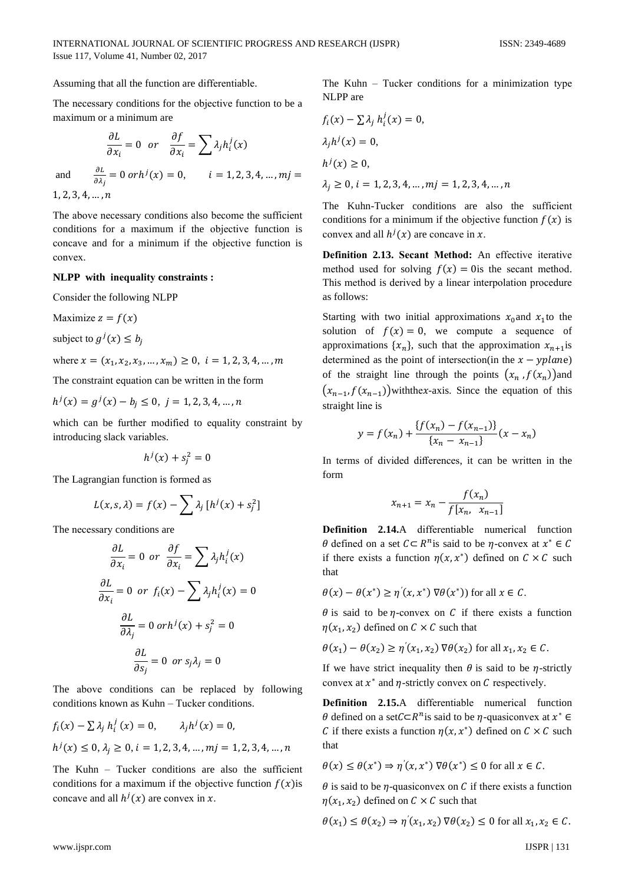Assuming that all the function are differentiable.

The necessary conditions for the objective function to be a maximum or a minimum are

$$\frac{\partial L}{\partial x_i} = 0 \quad or \quad \frac{\partial f}{\partial x_i} = \sum \lambda_j h_i^j(x)$$

and $\frac{\partial L}{\partial \lambda_j} = 0 \; or h^j(x) = 0, \qquad i = 1, 2, 3, 4, \dots, m j = 1, 2, 3, 4, \dots, n$

The above necessary conditions also become the sufficient conditions for a maximum if the objective function is concave and for a minimum if the objective function is convex.

**NLPP with inequality constraints :**

Consider the following NLPP

Maximize $z = f(x)$

subject to $g^j(x) \leq b_j$

where $x = (x_1, x_2, x_3, \dots, x_m) \geq 0, \; i = 1, 2, 3, 4, \dots, m$

The constraint equation can be written in the form

$h^j(x) = g^j(x) - b_j \leq 0, \; j = 1, 2, 3, 4, \dots, n$

which can be further modified to equality constraint by introducing slack variables.

$$h^j(x) + s_j^2 = 0$$

The Lagrangian function is formed as

$$L(x, s, \lambda) = f(x) - \sum \lambda_j \, [h^j(x) + s_j^2]$$

The necessary conditions are

$$\frac{\partial L}{\partial x_i} = 0 \; or \; \frac{\partial f}{\partial x_i} = \sum \lambda_j h_i^j(x)$$

$$\frac{\partial L}{\partial x_i} = 0 \; or \; f_i(x) - \sum \lambda_j h_i^j(x) = 0$$

$$\frac{\partial L}{\partial \lambda_j} = 0 \; or h^j(x) + s_j^2 = 0$$

$$\frac{\partial L}{\partial s_j} = 0 \; or \; s_j \lambda_j = 0$$

The above conditions can be replaced by following conditions known as Kuhn – Tucker conditions.

$f_i(x) - \sum \lambda_j \, h_i^j(x) = 0, \qquad \lambda_j h^j(x) = 0,$

$h^j(x) \leq 0, \lambda_j \geq 0, i = 1, 2, 3, 4, \dots, m j = 1, 2, 3, 4, \dots, n$

The Kuhn – Tucker conditions are also the sufficient conditions for a maximum if the objective function $f(x)$is concave and all $h^j(x)$ are convex in $x$.

The Kuhn – Tucker conditions for a minimization type NLPP are

$f_i(x) - \sum \lambda_j \, h_i^j(x) = 0,$

$\lambda_j h^j(x) = 0,$

$h^j(x) \geq 0,$

$\lambda_j \geq 0, i = 1, 2, 3, 4, \dots, m j = 1, 2, 3, 4, \dots, n$

The Kuhn-Tucker conditions are also the sufficient conditions for a minimum if the objective function $f(x)$ is convex and all $h^j(x)$ are concave in $x$.

**Definition 2.13. Secant Method:** An effective iterative method used for solving $f(x) = 0$is the secant method. This method is derived by a linear interpolation procedure as follows:

Starting with two initial approximations $x_0$and $x_1$to the solution of $f(x) = 0$, we compute a sequence of approximations $\{x_n\}$, such that the approximation $x_{n+1}$is determined as the point of intersection(in the $x - yplane$) of the straight line through the points $(x_n \, , f(x_n))$and $(x_{n-1}, f(x_{n-1}))$withthe$x$-axis. Since the equation of this straight line is

$$y = f(x_n) + \frac{\{f(x_n) - f(x_{n-1})\}}{\{x_n - \, x_{n-1}\}}(x - x_n)$$

In terms of divided differences, it can be written in the form

$$x_{n+1} = x_n - \frac{f(x_n)}{f[x_n, \;\; x_{n-1}]}$$

**Definition 2.14.**A differentiable numerical function $\theta$ defined on a set $C \subset R^n$is said to be $\eta$-convex at $x^* \in C$ if there exists a function $\eta(x, x^*)$ defined on $C \times C$ such that

$\theta(x) - \theta(x^*) \geq \eta^{'}(x, x^*) \, \nabla\theta(x^*))$ for all $x \in C$.

$\theta$ is said to be $\eta$-convex on $C$ if there exists a function $\eta(x_1, x_2)$ defined on $C \times C$ such that

$\theta(x_1) - \theta(x_2) \geq \eta^{'}(x_1, x_2) \, \nabla\theta(x_2)$ for all $x_1, x_2 \in C$.

If we have strict inequality then $\theta$ is said to be $\eta$-strictly convex at $x^*$ and $\eta$-strictly convex on $C$ respectively.

**Definition 2.15.**A differentiable numerical function $\theta$ defined on a set$C \subset R^n$is said to be $\eta$-quasiconvex at $x^* \in C$ if there exists a function $\eta(x, x^*)$ defined on $C \times C$ such that

$\theta(x) \leq \theta(x^*) \Rightarrow \eta^{'}(x, x^*) \, \nabla\theta(x^*) \leq 0$ for all $x \in C$.

$\theta$ is said to be $\eta$-quasiconvex on $C$ if there exists a function $\eta(x_1, x_2)$ defined on $C \times C$ such that

$\theta(x_1) \leq \theta(x_2) \Rightarrow \eta^{'}(x_1, x_2) \, \nabla\theta(x_2) \leq 0$ for all $x_1, x_2 \in C$.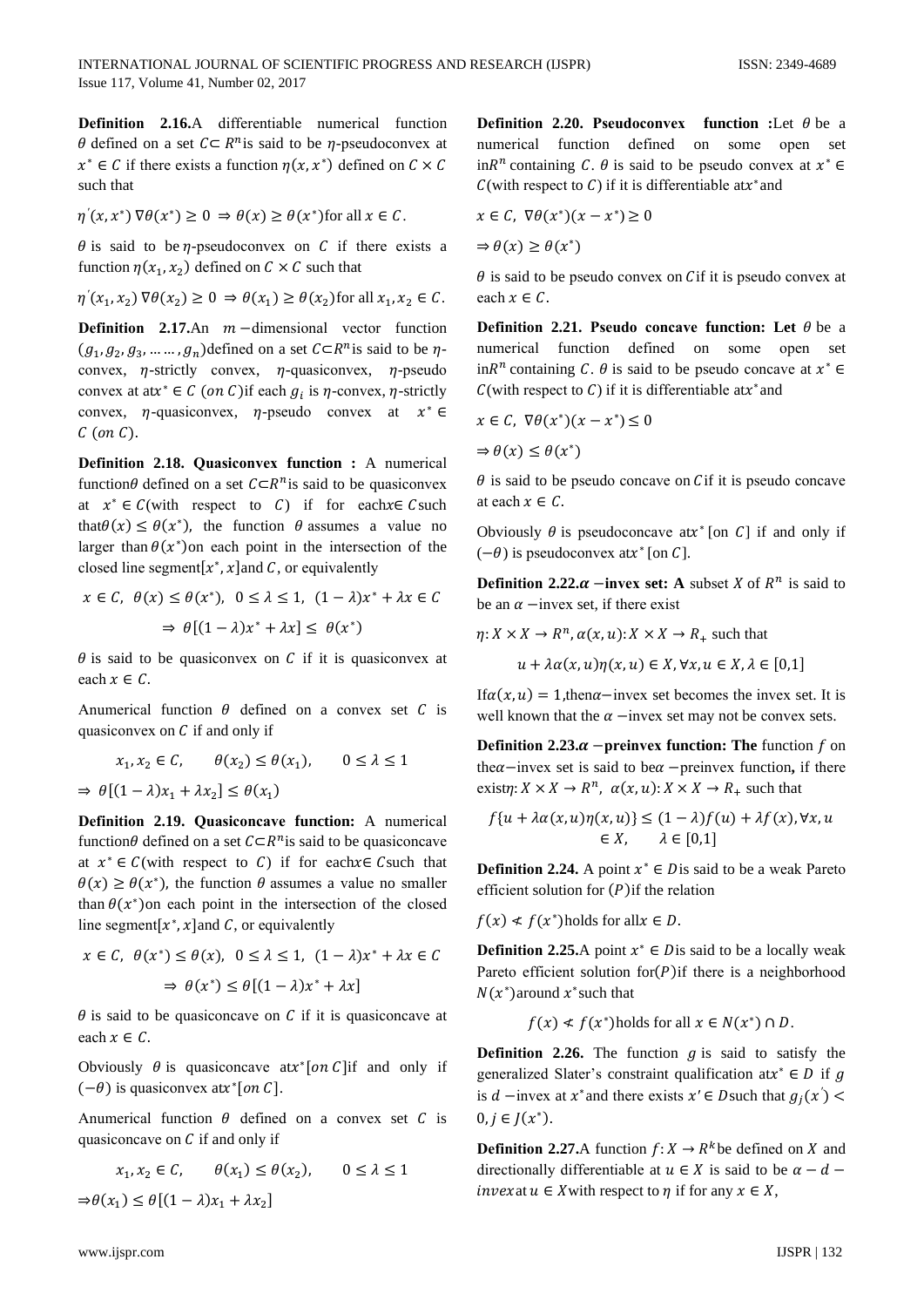**Definition 2.16.** A differentiable numerical function $\theta$ defined on a set $C \subset R^n$ is said to be $\eta$-pseudoconvex at $x^* \in C$ if there exists a function $\eta(x, x^*)$ defined on $C \times C$ such that

$\eta'(x, x^*) \nabla\theta(x^*) \geq 0 \Rightarrow \theta(x) \geq \theta(x^*)$ for all $x \in C$.

$\theta$ is said to be $\eta$-pseudoconvex on $C$ if there exists a function $\eta(x_1, x_2)$ defined on $C \times C$ such that

$\eta'(x_1, x_2) \nabla\theta(x_2) \geq 0 \Rightarrow \theta(x_1) \geq \theta(x_2)$ for all $x_1, x_2 \in C$.

**Definition 2.17.** An $m-$dimensional vector function $(g_1, g_2, g_3, \ldots\ldots, g_n)$ defined on a set $C \subset R^n$ is said to be $\eta$-convex, $\eta$-strictly convex, $\eta$-quasiconvex, $\eta$-pseudo convex at at $x^* \in C$ $(on\ C)$ if each $g_i$ is $\eta$-convex, $\eta$-strictly convex, $\eta$-quasiconvex, $\eta$-pseudo convex at $x^* \in C$ $(on\ C)$.

**Definition 2.18. Quasiconvex function :** A numerical function $\theta$ defined on a set $C \subset R^n$ is said to be quasiconvex at $x^* \in C$ (with respect to $C$) if for each $x \in C$ such that $\theta(x) \leq \theta(x^*)$, the function $\theta$ assumes a value no larger than $\theta(x^*)$ on each point in the intersection of the closed line segment $[x^*, x]$ and $C$, or equivalently

$$x \in C,\ \ \theta(x) \leq \theta(x^*),\ \ 0 \leq \lambda \leq 1,\ \ (1-\lambda)x^* + \lambda x \in C$$
$$\Rightarrow\ \theta[(1-\lambda)x^* + \lambda x] \leq\ \theta(x^*)$$

$\theta$ is said to be quasiconvex on $C$ if it is quasiconvex at each $x \in C$.

A numerical function $\theta$ defined on a convex set $C$ is quasiconvex on $C$ if and only if

$$x_1, x_2 \in C, \qquad \theta(x_2) \leq \theta(x_1), \qquad 0 \leq \lambda \leq 1$$
$$\Rightarrow\ \theta[(1-\lambda)x_1 + \lambda x_2] \leq \theta(x_1)$$

**Definition 2.19. Quasiconcave function:** A numerical function $\theta$ defined on a set $C \subset R^n$ is said to be quasiconcave at $x^* \in C$ (with respect to $C$) if for each $x \in C$ such that $\theta(x) \geq \theta(x^*)$, the function $\theta$ assumes a value no smaller than $\theta(x^*)$ on each point in the intersection of the closed line segment $[x^*, x]$ and $C$, or equivalently

$$x \in C,\ \ \theta(x^*) \leq \theta(x),\ \ 0 \leq \lambda \leq 1,\ \ (1-\lambda)x^* + \lambda x \in C$$
$$\Rightarrow\ \theta(x^*) \leq \theta[(1-\lambda)x^* + \lambda x]$$

$\theta$ is said to be quasiconcave on $C$ if it is quasiconcave at each $x \in C$.

Obviously $\theta$ is quasiconcave at $x^*[on\ C]$ if and only if $(-\theta)$ is quasiconvex at $x^*[on\ C]$.

A numerical function $\theta$ defined on a convex set $C$ is quasiconcave on $C$ if and only if

$$x_1, x_2 \in C, \qquad \theta(x_1) \leq \theta(x_2), \qquad 0 \leq \lambda \leq 1$$
$$\Rightarrow \theta(x_1) \leq \theta[(1-\lambda)x_1 + \lambda x_2]$$

**Definition 2.20. Pseudoconvex function :** Let $\theta$ be a numerical function defined on some open set in $R^n$ containing $C$. $\theta$ is said to be pseudo convex at $x^* \in C$ (with respect to $C$) if it is differentiable at $x^*$ and

$$x \in C,\ \nabla\theta(x^*)(x - x^*) \geq 0$$
$$\Rightarrow \theta(x) \geq \theta(x^*)$$

$\theta$ is said to be pseudo convex on $C$ if it is pseudo convex at each $x \in C$.

**Definition 2.21. Pseudo concave function: Let** $\theta$ be a numerical function defined on some open set in $R^n$ containing $C$. $\theta$ is said to be pseudo concave at $x^* \in C$ (with respect to $C$) if it is differentiable at $x^*$ and

$$x \in C,\ \nabla\theta(x^*)(x - x^*) \leq 0$$
$$\Rightarrow \theta(x) \leq \theta(x^*)$$

$\theta$ is said to be pseudo concave on $C$ if it is pseudo concave at each $x \in C$.

Obviously $\theta$ is pseudoconcave at $x^*$ [on $C$] if and only if $(-\theta)$ is pseudoconvex at $x^*$ [on $C$].

**Definition 2.22. $\alpha$ −invex set: A** subset $X$ of $R^n$ is said to be an $\alpha$ −invex set, if there exist

$\eta: X \times X \to R^n, \alpha(x, u): X \times X \to R_+$ such that

$$u + \lambda\alpha(x, u)\eta(x, u) \in X, \forall x, u \in X, \lambda \in [0,1]$$

If $\alpha(x, u) = 1$, then $\alpha-$invex set becomes the invex set. It is well known that the $\alpha$ −invex set may not be convex sets.

**Definition 2.23. $\alpha$ −preinvex function: The** function $f$ on the $\alpha-$invex set is said to be $\alpha$ −preinvex function**,** if there exist $\eta: X \times X \to R^n,\ \alpha(x, u): X \times X \to R_+$ such that

$$f\{u + \lambda\alpha(x, u)\eta(x, u)\} \leq (1-\lambda)f(u) + \lambda f(x), \forall x, u \in X, \qquad \lambda \in [0,1]$$

**Definition 2.24.** A point $x^* \in D$ is said to be a weak Pareto efficient solution for $(P)$ if the relation

$f(x) \nless f(x^*)$ holds for all $x \in D$.

**Definition 2.25.** A point $x^* \in D$ is said to be a locally weak Pareto efficient solution for $(P)$ if there is a neighborhood $N(x^*)$ around $x^*$ such that

$$f(x) \nless f(x^*) \text{ holds for all } x \in N(x^*) \cap D.$$

**Definition 2.26.** The function $g$ is said to satisfy the generalized Slater's constraint qualification at $x^* \in D$ if $g$ is $d$ −invex at $x^*$ and there exists $x' \in D$ such that $g_j(x') < 0, j \in J(x^*)$.

**Definition 2.27.** A function $f: X \to R^k$ be defined on $X$ and directionally differentiable at $u \in X$ is said to be $\alpha - d - invex$ at $u \in X$ with respect to $\eta$ if for any $x \in X$,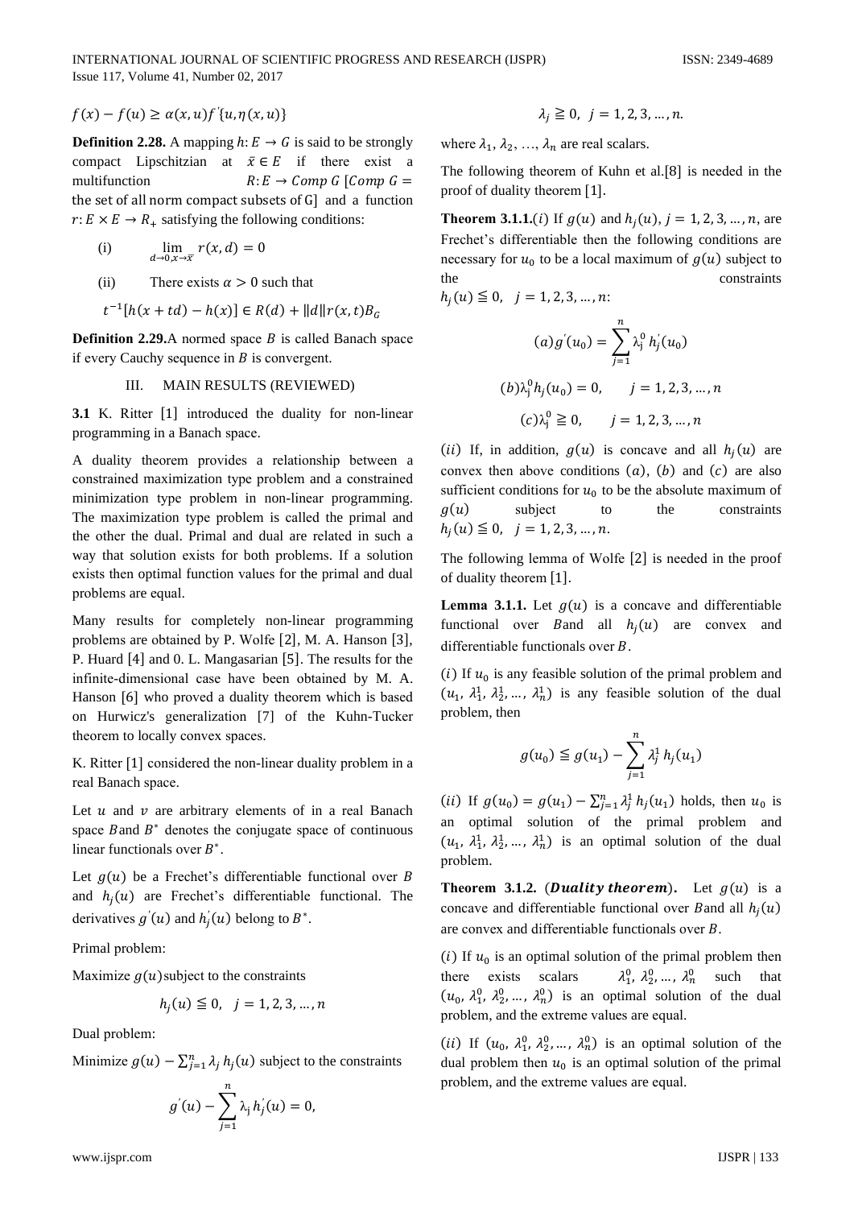$f(x) - f(u) \geq \alpha(x,u)f'\{u, \eta(x,u)\}$

**Definition 2.28.** A mapping $h: E \to G$ is said to be strongly compact Lipschitzian at $\bar{x} \in E$ if there exist a multifunction $R: E \to Comp\ G$ [$Comp\ G =$ the set of all norm compact subsets of G] and a function $r: E \times E \to R_+$ satisfying the following conditions:

(i) $\lim_{d \to 0, x \to \bar{x}} r(x,d) = 0$

(ii) There exists $\alpha > 0$ such that

$t^{-1}[h(x+td) - h(x)] \in R(d) + \|d\| r(x,t) B_G$

**Definition 2.29.** A normed space $B$ is called Banach space if every Cauchy sequence in $B$ is convergent.

## III. MAIN RESULTS (REVIEWED)

**3.1** K. Ritter [1] introduced the duality for non-linear programming in a Banach space.

A duality theorem provides a relationship between a constrained maximization type problem and a constrained minimization type problem in non-linear programming. The maximization type problem is called the primal and the other the dual. Primal and dual are related in such a way that solution exists for both problems. If a solution exists then optimal function values for the primal and dual problems are equal.

Many results for completely non-linear programming problems are obtained by P. Wolfe [2], M. A. Hanson [3], P. Huard [4] and 0. L. Mangasarian [5]. The results for the infinite-dimensional case have been obtained by M. A. Hanson [6] who proved a duality theorem which is based on Hurwicz's generalization [7] of the Kuhn-Tucker theorem to locally convex spaces.

K. Ritter [1] considered the non-linear duality problem in a real Banach space.

Let $u$ and $v$ are arbitrary elements of in a real Banach space $B$ and $B^*$ denotes the conjugate space of continuous linear functionals over $B^*$.

Let $g(u)$ be a Frechet's differentiable functional over $B$ and $h_j(u)$ are Frechet's differentiable functional. The derivatives $g'(u)$ and $h_j'(u)$ belong to $B^*$.

Primal problem:

Maximize $g(u)$ subject to the constraints

$$h_j(u) \leqq 0, \quad j = 1, 2, 3, \dots, n$$

Dual problem:

Minimize $g(u) - \sum_{j=1}^{n} \lambda_j h_j(u)$ subject to the constraints

$$g'(u) - \sum_{j=1}^{n} \lambda_j h_j'(u) = 0,$$

$$\lambda_j \geqq 0, \quad j = 1, 2, 3, \dots, n.$$

where $\lambda_1, \lambda_2, \dots, \lambda_n$ are real scalars.

The following theorem of Kuhn et al.[8] is needed in the proof of duality theorem [1].

**Theorem 3.1.1.**$(i)$ If $g(u)$ and $h_j(u)$, $j = 1, 2, 3, \dots, n$, are Frechet's differentiable then the following conditions are necessary for $u_0$ to be a local maximum of $g(u)$ subject to the constraints $h_j(u) \leqq 0, \quad j = 1, 2, 3, \dots, n$:

$$(a) g'(u_0) = \sum_{j=1}^{n} \lambda_j^0 h_j'(u_0)$$

$$(b) \lambda_j^0 h_j(u_0) = 0, \qquad j = 1, 2, 3, \dots, n$$

$$(c) \lambda_j^0 \geqq 0, \qquad j = 1, 2, 3, \dots, n$$

$(ii)$ If, in addition, $g(u)$ is concave and all $h_j(u)$ are convex then above conditions $(a)$, $(b)$ and $(c)$ are also sufficient conditions for $u_0$ to be the absolute maximum of $g(u)$ subject to the constraints $h_j(u) \leqq 0, \quad j = 1, 2, 3, \dots, n$.

The following lemma of Wolfe [2] is needed in the proof of duality theorem [1].

**Lemma 3.1.1.** Let $g(u)$ is a concave and differentiable functional over $B$ and all $h_j(u)$ are convex and differentiable functionals over $B$.

$(i)$ If $u_0$ is any feasible solution of the primal problem and $(u_1, \lambda_1^1, \lambda_2^1, \dots, \lambda_n^1)$ is any feasible solution of the dual problem, then

$$g(u_0) \leqq g(u_1) - \sum_{j=1}^{n} \lambda_j^1 h_j(u_1)$$

$(ii)$ If $g(u_0) = g(u_1) - \sum_{j=1}^{n} \lambda_j^1 h_j(u_1)$ holds, then $u_0$ is an optimal solution of the primal problem and $(u_1, \lambda_1^1, \lambda_2^1, \dots, \lambda_n^1)$ is an optimal solution of the dual problem.

**Theorem 3.1.2.** (***Duality theorem***). Let $g(u)$ is a concave and differentiable functional over $B$ and all $h_j(u)$ are convex and differentiable functionals over $B$.

$(i)$ If $u_0$ is an optimal solution of the primal problem then there exists scalars $\lambda_1^0, \lambda_2^0, \dots, \lambda_n^0$ such that $(u_0, \lambda_1^0, \lambda_2^0, \dots, \lambda_n^0)$ is an optimal solution of the dual problem, and the extreme values are equal.

$(ii)$ If $(u_0, \lambda_1^0, \lambda_2^0, \dots, \lambda_n^0)$ is an optimal solution of the dual problem then $u_0$ is an optimal solution of the primal problem, and the extreme values are equal.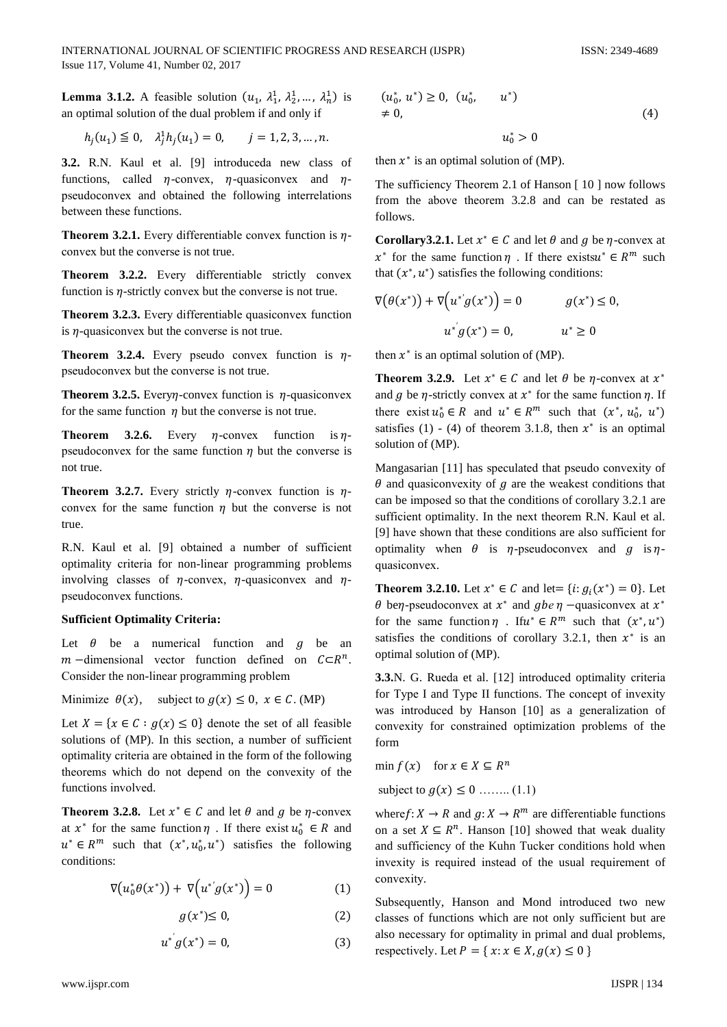**Lemma 3.1.2.** A feasible solution $(u_1, \lambda_1^1, \lambda_2^1, \ldots, \lambda_n^1)$ is an optimal solution of the dual problem if and only if

$$h_j(u_1) \leqq 0, \quad \lambda_j^1 h_j(u_1) = 0, \qquad j = 1, 2, 3, \ldots, n.$$

**3.2.** R.N. Kaul et al. [9] introduceda new class of functions, called $\eta$-convex, $\eta$-quasiconvex and $\eta$-pseudoconvex and obtained the following interrelations between these functions.

**Theorem 3.2.1.** Every differentiable convex function is $\eta$-convex but the converse is not true.

**Theorem 3.2.2.** Every differentiable strictly convex function is $\eta$-strictly convex but the converse is not true.

**Theorem 3.2.3.** Every differentiable quasiconvex function is $\eta$-quasiconvex but the converse is not true.

**Theorem 3.2.4.** Every pseudo convex function is $\eta$-pseudoconvex but the converse is not true.

**Theorem 3.2.5.** Every$\eta$-convex function is $\eta$-quasiconvex for the same function $\eta$ but the converse is not true.

**Theorem 3.2.6.** Every $\eta$-convex function is $\eta$-pseudoconvex for the same function $\eta$ but the converse is not true.

**Theorem 3.2.7.** Every strictly $\eta$-convex function is $\eta$-convex for the same function $\eta$ but the converse is not true.

R.N. Kaul et al. [9] obtained a number of sufficient optimality criteria for non-linear programming problems involving classes of $\eta$-convex, $\eta$-quasiconvex and $\eta$-pseudoconvex functions.

**Sufficient Optimality Criteria:**

Let $\theta$ be a numerical function and $g$ be an $m$ −dimensional vector function defined on $C \subset R^n$. Consider the non-linear programming problem

Minimize $\theta(x)$, subject to $g(x) \leq 0,\ x \in C$. (MP)

Let $X = \{x \in C : g(x) \leq 0\}$ denote the set of all feasible solutions of (MP). In this section, a number of sufficient optimality criteria are obtained in the form of the following theorems which do not depend on the convexity of the functions involved.

**Theorem 3.2.8.** Let $x^* \in C$ and let $\theta$ and $g$ be $\eta$-convex at $x^*$ for the same function $\eta$ . If there exist $u_0^* \in R$ and $u^* \in R^m$ such that $(x^*, u_0^*, u^*)$ satisfies the following conditions:

$$\nabla\left(u_0^* \theta(x^*)\right) + \nabla\left(u^{*'} g(x^*)\right) = 0 \tag{1}$$

$$g(x^*) \leq 0, \tag{2}$$

$$u^{*'} g(x^*) = 0, \tag{3}$$

$$(u_0^*, u^*) \geq 0, \ (u_0^*, \quad u^*) \neq 0, \tag{4}$$

$$u_0^* > 0$$

then $x^*$ is an optimal solution of (MP).

The sufficiency Theorem 2.1 of Hanson [ 10 ] now follows from the above theorem 3.2.8 and can be restated as follows.

**Corollary3.2.1.** Let $x^* \in C$ and let $\theta$ and $g$ be $\eta$-convex at $x^*$ for the same function $\eta$ . If there exists$u^* \in R^m$ such that $(x^*, u^*)$ satisfies the following conditions:

$$\nabla\left(\theta(x^*)\right) + \nabla\left(u^{*'} g(x^*)\right) = 0 \qquad g(x^*) \leq 0,$$

$$u^{*'} g(x^*) = 0, \qquad u^* \geq 0$$

then $x^*$ is an optimal solution of (MP).

**Theorem 3.2.9.** Let $x^* \in C$ and let $\theta$ be $\eta$-convex at $x^*$ and $g$ be $\eta$-strictly convex at $x^*$ for the same function $\eta$. If there exist $u_0^* \in R$ and $u^* \in R^m$ such that $(x^*, u_0^*, u^*)$ satisfies (1) - (4) of theorem 3.1.8, then $x^*$ is an optimal solution of (MP).

Mangasarian [11] has speculated that pseudo convexity of $\theta$ and quasiconvexity of $g$ are the weakest conditions that can be imposed so that the conditions of corollary 3.2.1 are sufficient optimality. In the next theorem R.N. Kaul et al. [9] have shown that these conditions are also sufficient for optimality when $\theta$ is $\eta$-pseudoconvex and $g$ is$\eta$-quasiconvex.

**Theorem 3.2.10.** Let $x^* \in C$ and let$= \{i: g_i(x^*) = 0\}$. Let $\theta$ be$\eta$-pseudoconvex at $x^*$ and $g$be $\eta$ −quasiconvex at $x^*$ for the same function $\eta$ . If$u^* \in R^m$ such that $(x^*, u^*)$ satisfies the conditions of corollary 3.2.1, then $x^*$ is an optimal solution of (MP).

**3.3.**N. G. Rueda et al. [12] introduced optimality criteria for Type I and Type II functions. The concept of invexity was introduced by Hanson [10] as a generalization of convexity for constrained optimization problems of the form

$\min f(x)$ for $x \in X \subseteq R^n$

subject to $g(x) \leq 0$ …….. (1.1)

where$f: X \to R$ and $g: X \to R^m$ are differentiable functions on a set $X \subseteq R^n$. Hanson [10] showed that weak duality and sufficiency of the Kuhn Tucker conditions hold when invexity is required instead of the usual requirement of convexity.

Subsequently, Hanson and Mond introduced two new classes of functions which are not only sufficient but are also necessary for optimality in primal and dual problems, respectively. Let $P = \{ x: x \in X, g(x) \leq 0 \}$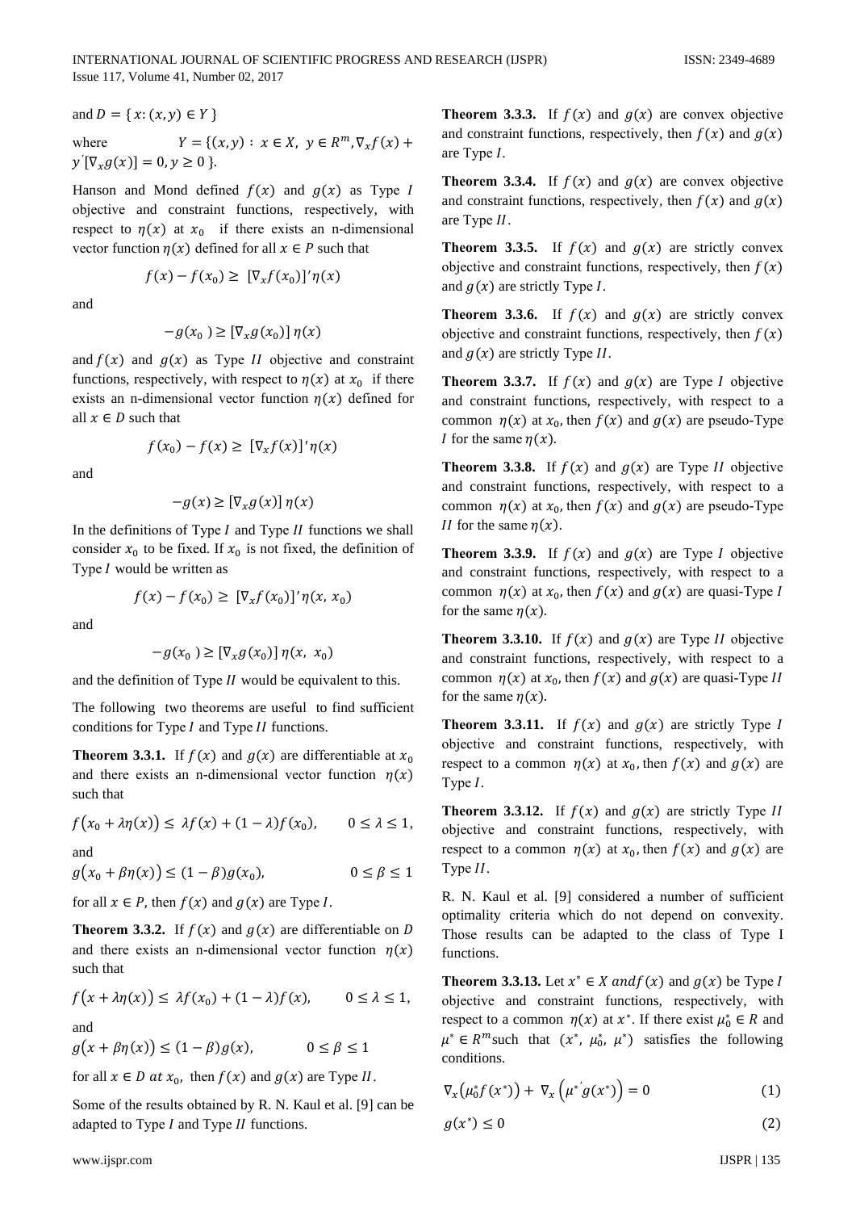and $D = \{ x: (x, y) \in Y \}$

where $Y = \{(x, y): x \in X,\ y \in R^m, \nabla_x f(x) + y'[\nabla_x g(x)] = 0, y \geq 0 \}$.

Hanson and Mond defined $f(x)$ and $g(x)$ as Type $I$ objective and constraint functions, respectively, with respect to $\eta(x)$ at $x_0$ if there exists an n-dimensional vector function $\eta(x)$ defined for all $x \in P$ such that

$$f(x) - f(x_0) \geq [\nabla_x f(x_0)]' \eta(x)$$

and

$$-g(x_0) \geq [\nabla_x g(x_0)]\, \eta(x)$$

and $f(x)$ and $g(x)$ as Type $II$ objective and constraint functions, respectively, with respect to $\eta(x)$ at $x_0$ if there exists an n-dimensional vector function $\eta(x)$ defined for all $x \in D$ such that

$$f(x_0) - f(x) \geq [\nabla_x f(x)]' \eta(x)$$

and

$$-g(x) \geq [\nabla_x g(x)]\, \eta(x)$$

In the definitions of Type $I$ and Type $II$ functions we shall consider $x_0$ to be fixed. If $x_0$ is not fixed, the definition of Type $I$ would be written as

$$f(x) - f(x_0) \geq [\nabla_x f(x_0)]' \eta(x, x_0)$$

and

$$-g(x_0) \geq [\nabla_x g(x_0)]\, \eta(x, x_0)$$

and the definition of Type $II$ would be equivalent to this.

The following two theorems are useful to find sufficient conditions for Type $I$ and Type $II$ functions.

**Theorem 3.3.1.** If $f(x)$ and $g(x)$ are differentiable at $x_0$ and there exists an n-dimensional vector function $\eta(x)$ such that

$$f\big(x_0 + \lambda\eta(x)\big) \leq \lambda f(x) + (1-\lambda) f(x_0), \qquad 0 \leq \lambda \leq 1,$$

and

$$g\big(x_0 + \beta\eta(x)\big) \leq (1-\beta) g(x_0), \qquad 0 \leq \beta \leq 1$$

for all $x \in P$, then $f(x)$ and $g(x)$ are Type $I$.

**Theorem 3.3.2.** If $f(x)$ and $g(x)$ are differentiable on $D$ and there exists an n-dimensional vector function $\eta(x)$ such that

$$f\big(x + \lambda\eta(x)\big) \leq \lambda f(x_0) + (1-\lambda) f(x), \qquad 0 \leq \lambda \leq 1,$$

and

$$g\big(x + \beta\eta(x)\big) \leq (1-\beta) g(x), \qquad 0 \leq \beta \leq 1$$

for all $x \in D$ at $x_0$, then $f(x)$ and $g(x)$ are Type $II$.

Some of the results obtained by R. N. Kaul et al. [9] can be adapted to Type $I$ and Type $II$ functions.

**Theorem 3.3.3.** If $f(x)$ and $g(x)$ are convex objective and constraint functions, respectively, then $f(x)$ and $g(x)$ are Type $I$.

**Theorem 3.3.4.** If $f(x)$ and $g(x)$ are convex objective and constraint functions, respectively, then $f(x)$ and $g(x)$ are Type $II$.

**Theorem 3.3.5.** If $f(x)$ and $g(x)$ are strictly convex objective and constraint functions, respectively, then $f(x)$ and $g(x)$ are strictly Type $I$.

**Theorem 3.3.6.** If $f(x)$ and $g(x)$ are strictly convex objective and constraint functions, respectively, then $f(x)$ and $g(x)$ are strictly Type $II$.

**Theorem 3.3.7.** If $f(x)$ and $g(x)$ are Type $I$ objective and constraint functions, respectively, with respect to a common $\eta(x)$ at $x_0$, then $f(x)$ and $g(x)$ are pseudo-Type $I$ for the same $\eta(x)$.

**Theorem 3.3.8.** If $f(x)$ and $g(x)$ are Type $II$ objective and constraint functions, respectively, with respect to a common $\eta(x)$ at $x_0$, then $f(x)$ and $g(x)$ are pseudo-Type $II$ for the same $\eta(x)$.

**Theorem 3.3.9.** If $f(x)$ and $g(x)$ are Type $I$ objective and constraint functions, respectively, with respect to a common $\eta(x)$ at $x_0$, then $f(x)$ and $g(x)$ are quasi-Type $I$ for the same $\eta(x)$.

**Theorem 3.3.10.** If $f(x)$ and $g(x)$ are Type $II$ objective and constraint functions, respectively, with respect to a common $\eta(x)$ at $x_0$, then $f(x)$ and $g(x)$ are quasi-Type $II$ for the same $\eta(x)$.

**Theorem 3.3.11.** If $f(x)$ and $g(x)$ are strictly Type $I$ objective and constraint functions, respectively, with respect to a common $\eta(x)$ at $x_0$, then $f(x)$ and $g(x)$ are Type $I$.

**Theorem 3.3.12.** If $f(x)$ and $g(x)$ are strictly Type $II$ objective and constraint functions, respectively, with respect to a common $\eta(x)$ at $x_0$, then $f(x)$ and $g(x)$ are Type $II$.

R. N. Kaul et al. [9] considered a number of sufficient optimality criteria which do not depend on convexity. Those results can be adapted to the class of Type I functions.

**Theorem 3.3.13.** Let $x^* \in X$ and $f(x)$ and $g(x)$ be Type $I$ objective and constraint functions, respectively, with respect to a common $\eta(x)$ at $x^*$. If there exist $\mu_0^* \in R$ and $\mu^* \in R^m$ such that $(x^*, \mu_0^*, \mu^*)$ satisfies the following conditions.

$$\nabla_x\big(\mu_0^* f(x^*)\big) + \nabla_x\left(\mu^{*'} g(x^*)\right) = 0 \tag{1}$$

$$g(x^*) \leq 0 \tag{2}$$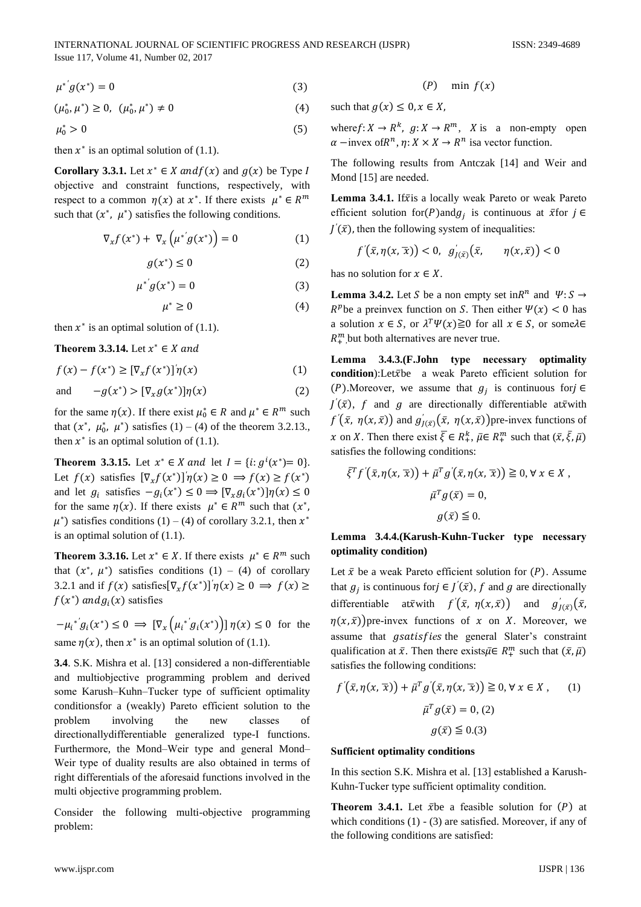$$\mu^{*'} g(x^*) = 0 \tag{3}$$

$$(\mu_0^*, \mu^*) \geq 0, \ (\mu_0^*, \mu^*) \neq 0 \tag{4}$$

$$\mu_0^* > 0 \tag{5}$$

then $x^*$ is an optimal solution of (1.1).

**Corollary 3.3.1.** Let $x^* \in X$ and $f(x)$ and $g(x)$ be Type $I$ objective and constraint functions, respectively, with respect to a common $\eta(x)$ at $x^*$. If there exists $\mu^* \in R^m$ such that $(x^*, \mu^*)$ satisfies the following conditions.

$$\nabla_x f(x^*) + \nabla_x \left(\mu^{*'} g(x^*)\right) = 0 \tag{1}$$

$$g(x^*) \leq 0 \tag{2}$$

$$\mu^{*'} g(x^*) = 0 \tag{3}$$

$$\mu^* \geq 0 \tag{4}$$

then $x^*$ is an optimal solution of (1.1).

**Theorem 3.3.14.** Let $x^* \in X$ and

$$f(x) - f(x^*) \geq [\nabla_x f(x^*)]' \eta(x) \tag{1}$$

and $$-g(x^*) > [\nabla_x g(x^*)] \eta(x) \tag{2}$$

for the same $\eta(x)$. If there exist $\mu_0^* \in R$ and $\mu^* \in R^m$ such that $(x^*, \mu_0^*, \mu^*)$ satisfies (1) – (4) of the theorem 3.2.13., then $x^*$ is an optimal solution of (1.1).

**Theorem 3.3.15.** Let $x^* \in X$ and let $I = \{i: g^i(x^*) = 0\}$. Let $f(x)$ satisfies $[\nabla_x f(x^*)]' \eta(x) \geq 0 \implies f(x) \geq f(x^*)$ and let $g_i$ satisfies $-g_i(x^*) \leq 0 \implies [\nabla_x g_i(x^*)] \eta(x) \leq 0$ for the same $\eta(x)$. If there exists $\mu^* \in R^m$ such that $(x^*, \mu^*)$ satisfies conditions (1) – (4) of corollary 3.2.1, then $x^*$ is an optimal solution of (1.1).

**Theorem 3.3.16.** Let $x^* \in X$. If there exists $\mu^* \in R^m$ such that $(x^*, \mu^*)$ satisfies conditions (1) – (4) of corollary 3.2.1 and if $f(x)$ satisfies $[\nabla_x f(x^*)]' \eta(x) \geq 0 \implies f(x) \geq f(x^*)$ and $g_i(x)$ satisfies

$-\mu_i^{*'} g_i(x^*) \leq 0 \implies [\nabla_x \left(\mu_i^{*'} g_i(x^*)\right)] \eta(x) \leq 0$ for the same $\eta(x)$, then $x^*$ is an optimal solution of (1.1).

**3.4**. S.K. Mishra et al. [13] considered a non-differentiable and multiobjective programming problem and derived some Karush–Kuhn–Tucker type of sufficient optimality conditionsfor a (weakly) Pareto efficient solution to the problem involving the new classes of directionallydifferentiable generalized type-I functions. Furthermore, the Mond–Weir type and general Mond–Weir type of duality results are also obtained in terms of right differentials of the aforesaid functions involved in the multi objective programming problem.

Consider the following multi-objective programming problem:

$$(P) \quad \min\ f(x)$$

such that $g(x) \leq 0, x \in X$,

where $f: X \to R^k$, $g: X \to R^m$, $X$ is a non-empty open $\alpha$ −invex of $R^n$, $\eta: X \times X \to R^n$ isa vector function.

The following results from Antczak [14] and Weir and Mond [15] are needed.

**Lemma 3.4.1.** If $\bar{x}$ is a locally weak Pareto or weak Pareto efficient solution for $(P)$ and $g_j$ is continuous at $\bar{x}$ for $j \in J'(\bar{x})$, then the following system of inequalities:

$$f'(\bar{x}, \eta(x, \bar{x})) < 0, \ g'_{J(\bar{x})}(\bar{x}, \quad \eta(x, \bar{x})) < 0$$

has no solution for $x \in X$.

**Lemma 3.4.2.** Let $S$ be a non empty set in $R^n$ and $\Psi: S \to R^p$ be a preinvex function on $S$. Then either $\Psi(x) < 0$ has a solution $x \in S$, or $\lambda^T \Psi(x) \geqq 0$ for all $x \in S$, or some $\lambda \in R^m_+$, but both alternatives are never true.

**Lemma 3.4.3.(F.John type necessary optimality condition)**: Let $\bar{x}$ be a weak Pareto efficient solution for $(P)$. Moreover, we assume that $g_j$ is continuous for $j \in J'(\bar{x})$, $f$ and $g$ are directionally differentiable at $\bar{x}$ with $f'(\bar{x}, \eta(x, \bar{x}))$ and $g'_{J(\bar{x})}(\bar{x}, \eta(x, \bar{x}))$ pre-invex functions of $x$ on $X$. Then there exist $\bar{\xi} \in R^k_+$, $\bar{\mu} \in R^m_+$ such that $(\bar{x}, \bar{\xi}, \bar{\mu})$ satisfies the following conditions:

$$\bar{\xi}^T f'(\bar{x}, \eta(x, \bar{x})) + \bar{\mu}^T g'(\bar{x}, \eta(x, \bar{x})) \geqq 0, \forall\, x \in X,$$

$$\bar{\mu}^T g(\bar{x}) = 0,$$

$$g(\bar{x}) \leqq 0.$$

**Lemma 3.4.4.(Karush-Kuhn-Tucker type necessary optimality condition)**

Let $\bar{x}$ be a weak Pareto efficient solution for $(P)$. Assume that $g_j$ is continuous for $j \in J'(\bar{x})$, $f$ and $g$ are directionally differentiable at $\bar{x}$ with $f'(\bar{x}, \eta(x, \bar{x}))$ and $g'_{J(\bar{x})}(\bar{x}, \eta(x, \bar{x}))$ pre-invex functions of $x$ on $X$. Moreover, we assume that $g$ satisfies the general Slater's constraint qualification at $\bar{x}$. Then there exists $\bar{\mu} \in R^m_+$ such that $(\bar{x}, \bar{\mu})$ satisfies the following conditions:

$$f'(\bar{x}, \eta(x, \bar{x})) + \bar{\mu}^T g'(\bar{x}, \eta(x, \bar{x})) \geqq 0, \forall\, x \in X, \tag{1}$$

$$\bar{\mu}^T g(\bar{x}) = 0, \tag{2}$$

$$g(\bar{x}) \leqq 0. \tag{3}$$

**Sufficient optimality conditions**

In this section S.K. Mishra et al. [13] established a Karush-Kuhn-Tucker type sufficient optimality condition.

**Theorem 3.4.1.** Let $\bar{x}$ be a feasible solution for $(P)$ at which conditions (1) - (3) are satisfied. Moreover, if any of the following conditions are satisfied: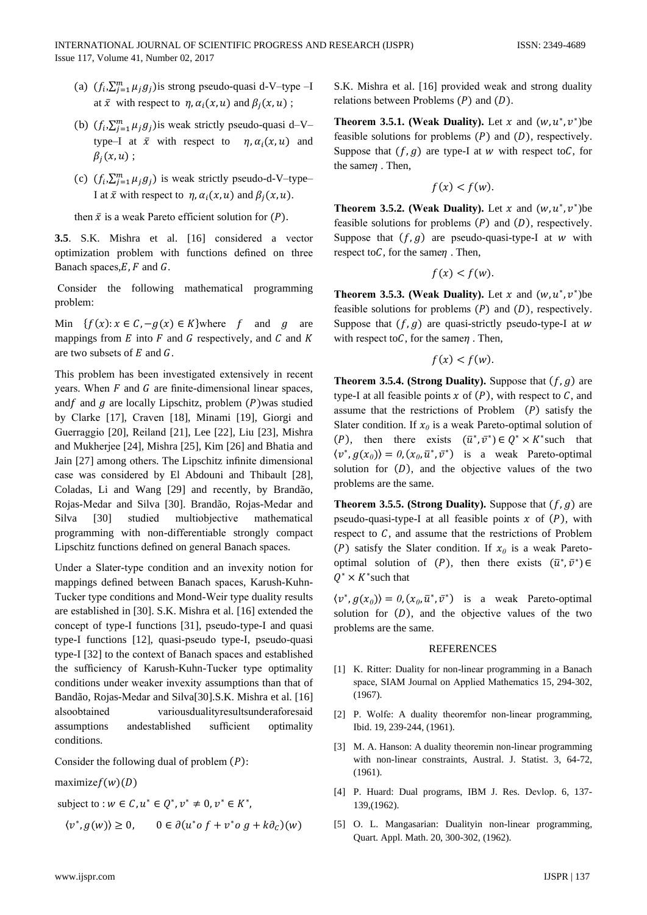(a) $(f_i, \sum_{j=1}^{m} \mu_j g_j)$ is strong pseudo-quasi d-V–type –I at $\bar{x}$ with respect to $\eta, \alpha_i(x,u)$ and $\beta_j(x,u)$ ;

(b) $(f_i, \sum_{j=1}^{m} \mu_j g_j)$ is weak strictly pseudo-quasi d–V–type–I at $\bar{x}$ with respect to $\eta, \alpha_i(x,u)$ and $\beta_j(x,u)$ ;

(c) $(f_i, \sum_{j=1}^{m} \mu_j g_j)$ is weak strictly pseudo-d-V–type–I at $\bar{x}$ with respect to $\eta, \alpha_i(x,u)$ and $\beta_j(x,u)$.

then $\bar{x}$ is a weak Pareto efficient solution for $(P)$.

**3.5**. S.K. Mishra et al. [16] considered a vector optimization problem with functions defined on three Banach spaces, $E$, $F$ and $G$.

Consider the following mathematical programming problem:

Min $\{f(x): x \in C, -g(x) \in K\}$ where $f$ and $g$ are mappings from $E$ into $F$ and $G$ respectively, and $C$ and $K$ are two subsets of $E$ and $G$.

This problem has been investigated extensively in recent years. When $F$ and $G$ are finite-dimensional linear spaces, and $f$ and $g$ are locally Lipschitz, problem $(P)$ was studied by Clarke [17], Craven [18], Minami [19], Giorgi and Guerraggio [20], Reiland [21], Lee [22], Liu [23], Mishra and Mukherjee [24], Mishra [25], Kim [26] and Bhatia and Jain [27] among others. The Lipschitz infinite dimensional case was considered by El Abdouni and Thibault [28], Coladas, Li and Wang [29] and recently, by Brandão, Rojas-Medar and Silva [30]. Brandão, Rojas-Medar and Silva [30] studied multiobjective mathematical programming with non-differentiable strongly compact Lipschitz functions defined on general Banach spaces.

Under a Slater-type condition and an invexity notion for mappings defined between Banach spaces, Karush-Kuhn-Tucker type conditions and Mond-Weir type duality results are established in [30]. S.K. Mishra et al. [16] extended the concept of type-I functions [31], pseudo-type-I and quasi type-I functions [12], quasi-pseudo type-I, pseudo-quasi type-I [32] to the context of Banach spaces and established the sufficiency of Karush-Kuhn-Tucker type optimality conditions under weaker invexity assumptions than that of Bandão, Rojas-Medar and Silva[30].S.K. Mishra et al. [16] alsoobtained variousdualityresultsunderaforesaid assumptions andestablished sufficient optimality conditions.

Consider the following dual of problem $(P)$:

maximize $f(w)(D)$

subject to : $w \in C, u^* \in Q^*, v^* \neq 0, v^* \in K^*$,

$$\langle v^*, g(w)\rangle \geq 0, \qquad 0 \in \partial(u^* o\, f + v^* o\, g + k\partial_C)(w)$$

S.K. Mishra et al. [16] provided weak and strong duality relations between Problems $(P)$ and $(D)$.

**Theorem 3.5.1. (Weak Duality).** Let $x$ and $(w, u^*, v^*)$ be feasible solutions for problems $(P)$ and $(D)$, respectively. Suppose that $(f, g)$ are type-I at $w$ with respect to $C$, for the same $\eta$ . Then,

$$f(x) \nless f(w).$$

**Theorem 3.5.2. (Weak Duality).** Let $x$ and $(w, u^*, v^*)$ be feasible solutions for problems $(P)$ and $(D)$, respectively. Suppose that $(f, g)$ are pseudo-quasi-type-I at $w$ with respect to $C$, for the same $\eta$ . Then,

$$f(x) \nless f(w).$$

**Theorem 3.5.3. (Weak Duality).** Let $x$ and $(w, u^*, v^*)$ be feasible solutions for problems $(P)$ and $(D)$, respectively. Suppose that $(f, g)$ are quasi-strictly pseudo-type-I at $w$ with respect to $C$, for the same $\eta$ . Then,

$$f(x) \nless f(w).$$

**Theorem 3.5.4. (Strong Duality).** Suppose that $(f, g)$ are type-I at all feasible points $x$ of $(P)$, with respect to $C$, and assume that the restrictions of Problem $(P)$ satisfy the Slater condition. If $x_0$ is a weak Pareto-optimal solution of $(P)$, then there exists $(\bar{u}^*, \bar{v}^*) \in Q^* \times K^*$ such that $\langle v^*, g(x_0)\rangle = 0, (x_0, \bar{u}^*, \bar{v}^*)$ is a weak Pareto-optimal solution for $(D)$, and the objective values of the two problems are the same.

**Theorem 3.5.5. (Strong Duality).** Suppose that $(f, g)$ are pseudo-quasi-type-I at all feasible points $x$ of $(P)$, with respect to $C$, and assume that the restrictions of Problem $(P)$ satisfy the Slater condition. If $x_0$ is a weak Pareto-optimal solution of $(P)$, then there exists $(\bar{u}^*, \bar{v}^*) \in Q^* \times K^*$ such that

$\langle v^*, g(x_0)\rangle = 0, (x_0, \bar{u}^*, \bar{v}^*)$ is a weak Pareto-optimal solution for $(D)$, and the objective values of the two problems are the same.

## REFERENCES

[1] K. Ritter: Duality for non-linear programming in a Banach space, SIAM Journal on Applied Mathematics 15, 294-302, (1967).

[2] P. Wolfe: A duality theoremfor non-linear programming, Ibid. 19, 239-244, (1961).

[3] M. A. Hanson: A duality theoremin non-linear programming with non-linear constraints, Austral. J. Statist. 3, 64-72, (1961).

[4] P. Huard: Dual programs, IBM J. Res. Devlop. 6, 137-139,(1962).

[5] O. L. Mangasarian: Dualityin non-linear programming, Quart. Appl. Math. 20, 300-302, (1962).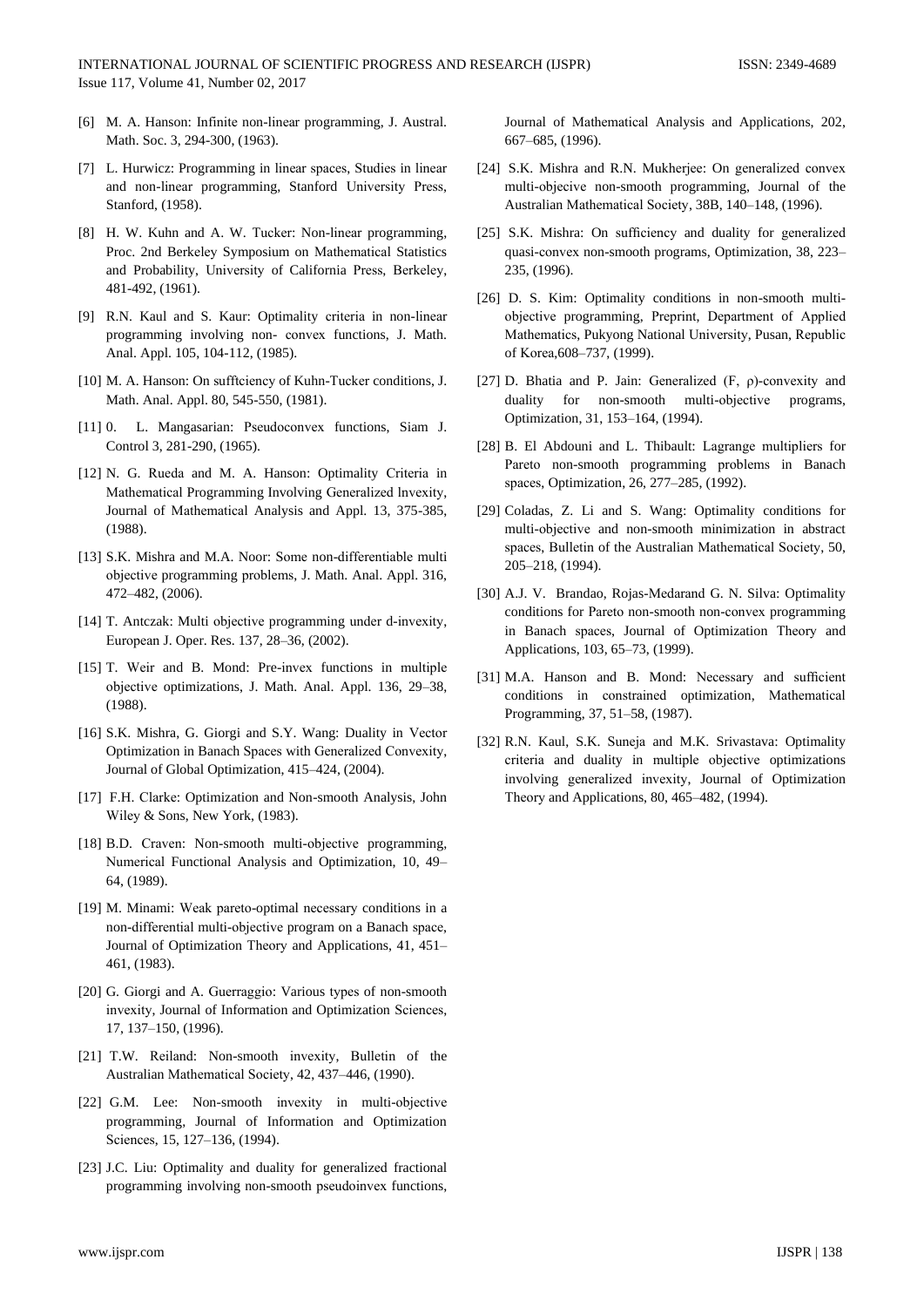[6] M. A. Hanson: Infinite non-linear programming, J. Austral. Math. Soc. 3, 294-300, (1963).

[7] L. Hurwicz: Programming in linear spaces, Studies in linear and non-linear programming, Stanford University Press, Stanford, (1958).

[8] H. W. Kuhn and A. W. Tucker: Non-linear programming, Proc. 2nd Berkeley Symposium on Mathematical Statistics and Probability, University of California Press, Berkeley, 481-492, (1961).

[9] R.N. Kaul and S. Kaur: Optimality criteria in non-linear programming involving non- convex functions, J. Math. Anal. Appl. 105, 104-112, (1985).

[10] M. A. Hanson: On sufftciency of Kuhn-Tucker conditions, J. Math. Anal. Appl. 80, 545-550, (1981).

[11] 0. L. Mangasarian: Pseudoconvex functions, Siam J. Control 3, 281-290, (1965).

[12] N. G. Rueda and M. A. Hanson: Optimality Criteria in Mathematical Programming Involving Generalized lnvexity, Journal of Mathematical Analysis and Appl. 13, 375-385, (1988).

[13] S.K. Mishra and M.A. Noor: Some non-differentiable multi objective programming problems, J. Math. Anal. Appl. 316, 472–482, (2006).

[14] T. Antczak: Multi objective programming under d-invexity, European J. Oper. Res. 137, 28–36, (2002).

[15] T. Weir and B. Mond: Pre-invex functions in multiple objective optimizations, J. Math. Anal. Appl. 136, 29–38, (1988).

[16] S.K. Mishra, G. Giorgi and S.Y. Wang: Duality in Vector Optimization in Banach Spaces with Generalized Convexity, Journal of Global Optimization, 415–424, (2004).

[17] F.H. Clarke: Optimization and Non-smooth Analysis, John Wiley & Sons, New York, (1983).

[18] B.D. Craven: Non-smooth multi-objective programming, Numerical Functional Analysis and Optimization, 10, 49–64, (1989).

[19] M. Minami: Weak pareto-optimal necessary conditions in a non-differential multi-objective program on a Banach space, Journal of Optimization Theory and Applications, 41, 451–461, (1983).

[20] G. Giorgi and A. Guerraggio: Various types of non-smooth invexity, Journal of Information and Optimization Sciences, 17, 137–150, (1996).

[21] T.W. Reiland: Non-smooth invexity, Bulletin of the Australian Mathematical Society, 42, 437–446, (1990).

[22] G.M. Lee: Non-smooth invexity in multi-objective programming, Journal of Information and Optimization Sciences, 15, 127–136, (1994).

[23] J.C. Liu: Optimality and duality for generalized fractional programming involving non-smooth pseudoinvex functions, Journal of Mathematical Analysis and Applications, 202, 667–685, (1996).

[24] S.K. Mishra and R.N. Mukherjee: On generalized convex multi-objecive non-smooth programming, Journal of the Australian Mathematical Society, 38B, 140–148, (1996).

[25] S.K. Mishra: On sufficiency and duality for generalized quasi-convex non-smooth programs, Optimization, 38, 223–235, (1996).

[26] D. S. Kim: Optimality conditions in non-smooth multi-objective programming, Preprint, Department of Applied Mathematics, Pukyong National University, Pusan, Republic of Korea,608–737, (1999).

[27] D. Bhatia and P. Jain: Generalized (F, ρ)-convexity and duality for non-smooth multi-objective programs, Optimization, 31, 153–164, (1994).

[28] B. El Abdouni and L. Thibault: Lagrange multipliers for Pareto non-smooth programming problems in Banach spaces, Optimization, 26, 277–285, (1992).

[29] Coladas, Z. Li and S. Wang: Optimality conditions for multi-objective and non-smooth minimization in abstract spaces, Bulletin of the Australian Mathematical Society, 50, 205–218, (1994).

[30] A.J. V. Brandao, Rojas-Medarand G. N. Silva: Optimality conditions for Pareto non-smooth non-convex programming in Banach spaces, Journal of Optimization Theory and Applications, 103, 65–73, (1999).

[31] M.A. Hanson and B. Mond: Necessary and sufficient conditions in constrained optimization, Mathematical Programming, 37, 51–58, (1987).

[32] R.N. Kaul, S.K. Suneja and M.K. Srivastava: Optimality criteria and duality in multiple objective optimizations involving generalized invexity, Journal of Optimization Theory and Applications, 80, 465–482, (1994).